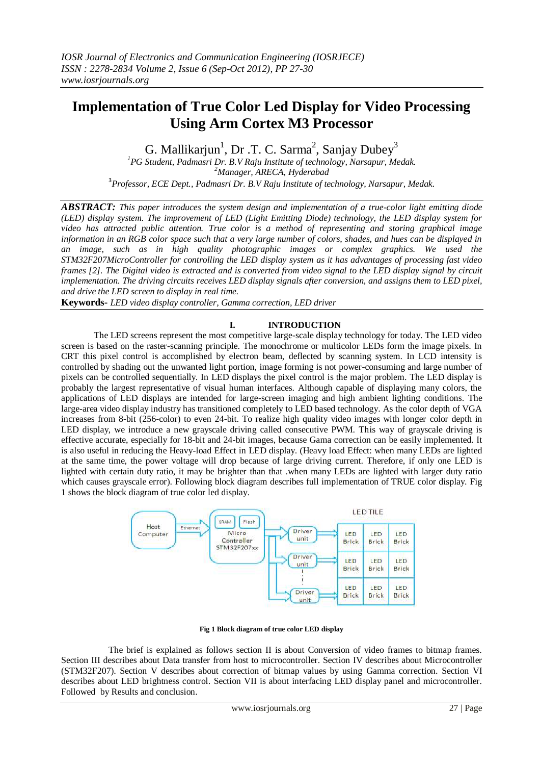# Implementation of True Color Led Display for Video Processing Using Arm Cortex M3 Processor

G. Mallikarjun[1], Dr .T. C. Sarma[2], Sanjay Dubey[3]

[1]PG Student, Padmasri Dr. B.V Raju Institute of technology, Narsapur, Medak.
[2]Manager, ARECA, Hyderabad
[3]Professor, ECE Dept., Padmasri Dr. B.V Raju Institute of technology, Narsapur, Medak.

***ABSTRACT:*** *This paper introduces the system design and implementation of a true-color light emitting diode (LED) display system. The improvement of LED (Light Emitting Diode) technology, the LED display system for video has attracted public attention. True color is a method of representing and storing graphical image information in an RGB color space such that a very large number of colors, shades, and hues can be displayed in an image, such as in high quality photographic images or complex graphics. We used the STM32F207MicroController for controlling the LED display system as it has advantages of processing fast video frames [2]. The Digital video is extracted and is converted from video signal to the LED display signal by circuit implementation. The driving circuits receives LED display signals after conversion, and assigns them to LED pixel, and drive the LED screen to display in real time.*

**Keywords**- *LED video display controller, Gamma correction, LED driver*

## I. INTRODUCTION

The LED screens represent the most competitive large-scale display technology for today. The LED video screen is based on the raster-scanning principle. The monochrome or multicolor LEDs form the image pixels. In CRT this pixel control is accomplished by electron beam, deflected by scanning system. In LCD intensity is controlled by shading out the unwanted light portion, image forming is not power-consuming and large number of pixels can be controlled sequentially. In LED displays the pixel control is the major problem. The LED display is probably the largest representative of visual human interfaces. Although capable of displaying many colors, the applications of LED displays are intended for large-screen imaging and high ambient lighting conditions. The large-area video display industry has transitioned completely to LED based technology. As the color depth of VGA increases from 8-bit (256-color) to even 24-bit. To realize high quality video images with longer color depth in LED display, we introduce a new grayscale driving called consecutive PWM. This way of grayscale driving is effective accurate, especially for 18-bit and 24-bit images, because Gama correction can be easily implemented. It is also useful in reducing the Heavy-load Effect in LED display. (Heavy load Effect: when many LEDs are lighted at the same time, the power voltage will drop because of large driving current. Therefore, if only one LED is lighted with certain duty ratio, it may be brighter than that .when many LEDs are lighted with larger duty ratio which causes grayscale error). Following block diagram describes full implementation of TRUE color display. Fig 1 shows the block diagram of true color led display.

Fig 1 Block diagram of true color LED display

The brief is explained as follows section II is about Conversion of video frames to bitmap frames. Section III describes about Data transfer from host to microcontroller. Section IV describes about Microcontroller (STM32F207). Section V describes about correction of bitmap values by using Gamma correction. Section VI describes about LED brightness control. Section VII is about interfacing LED display panel and microcontroller. Followed by Results and conclusion.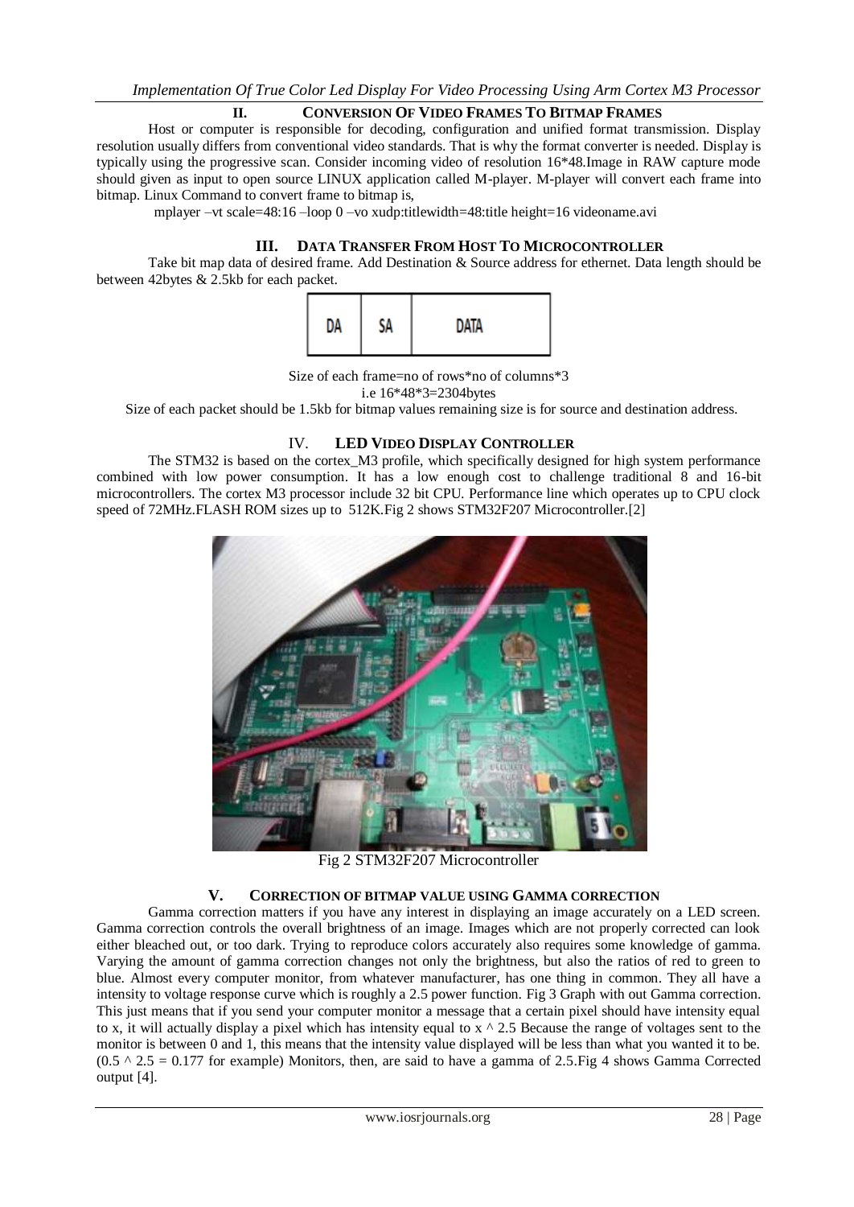## II. CONVERSION OF VIDEO FRAMES TO BITMAP FRAMES

Host or computer is responsible for decoding, configuration and unified format transmission. Display resolution usually differs from conventional video standards. That is why the format converter is needed. Display is typically using the progressive scan. Consider incoming video of resolution 16*48.Image in RAW capture mode should given as input to open source LINUX application called M-player. M-player will convert each frame into bitmap. Linux Command to convert frame to bitmap is,

mplayer –vt scale=48:16 –loop 0 –vo xudp:titlewidth=48:title height=16 videoname.avi

## III. DATA TRANSFER FROM HOST TO MICROCONTROLLER

Take bit map data of desired frame. Add Destination & Source address for ethernet. Data length should be between 42bytes & 2.5kb for each packet.

| DA | SA | DATA |
|---|---|---|

Size of each frame=no of rows*no of columns*3

i.e 16*48*3=2304bytes

Size of each packet should be 1.5kb for bitmap values remaining size is for source and destination address.

## IV. LED VIDEO DISPLAY CONTROLLER

The STM32 is based on the cortex_M3 profile, which specifically designed for high system performance combined with low power consumption. It has a low enough cost to challenge traditional 8 and 16-bit microcontrollers. The cortex M3 processor include 32 bit CPU. Performance line which operates up to CPU clock speed of 72MHz.FLASH ROM sizes up to 512K.Fig 2 shows STM32F207 Microcontroller.[2]

Fig 2 STM32F207 Microcontroller

## V. CORRECTION OF BITMAP VALUE USING GAMMA CORRECTION

Gamma correction matters if you have any interest in displaying an image accurately on a LED screen. Gamma correction controls the overall brightness of an image. Images which are not properly corrected can look either bleached out, or too dark. Trying to reproduce colors accurately also requires some knowledge of gamma. Varying the amount of gamma correction changes not only the brightness, but also the ratios of red to green to blue. Almost every computer monitor, from whatever manufacturer, has one thing in common. They all have a intensity to voltage response curve which is roughly a 2.5 power function. Fig 3 Graph with out Gamma correction. This just means that if you send your computer monitor a message that a certain pixel should have intensity equal to x, it will actually display a pixel which has intensity equal to $x^{2.5}$ Because the range of voltages sent to the monitor is between 0 and 1, this means that the intensity value displayed will be less than what you wanted it to be. ($0.5^{2.5} = 0.177$ for example) Monitors, then, are said to have a gamma of 2.5.Fig 4 shows Gamma Corrected output [4].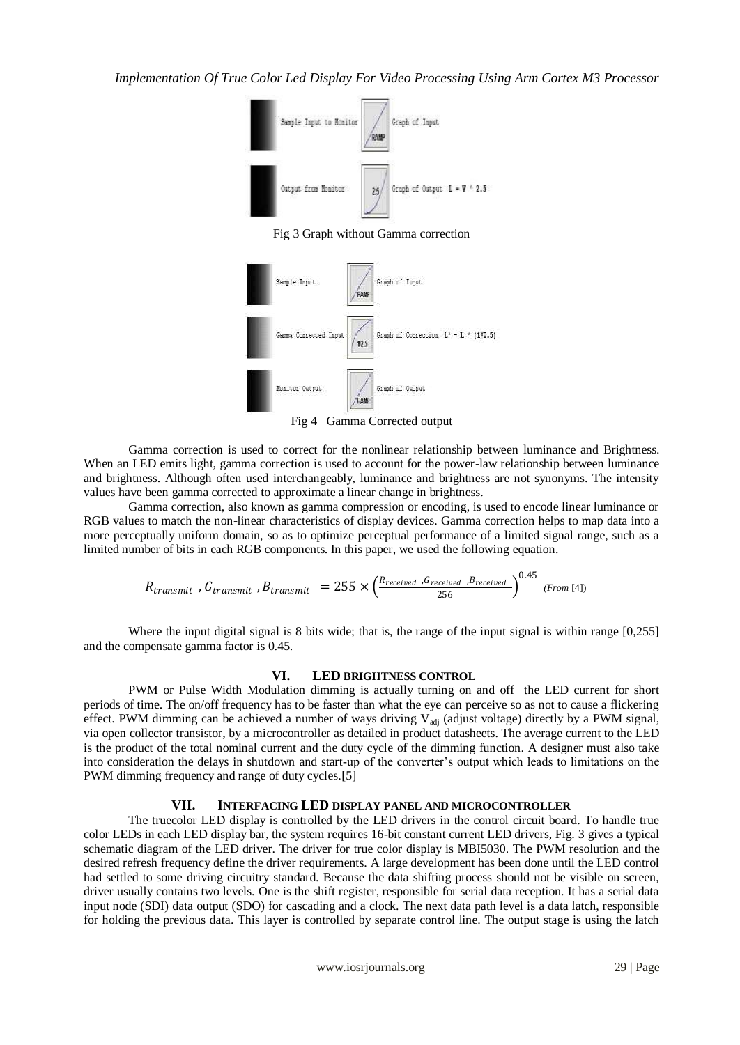Fig 3 Graph without Gamma correction

Fig 4 Gamma Corrected output

Gamma correction is used to correct for the nonlinear relationship between luminance and Brightness. When an LED emits light, gamma correction is used to account for the power-law relationship between luminance and brightness. Although often used interchangeably, luminance and brightness are not synonyms. The intensity values have been gamma corrected to approximate a linear change in brightness.

Gamma correction, also known as gamma compression or encoding, is used to encode linear luminance or RGB values to match the non-linear characteristics of display devices. Gamma correction helps to map data into a more perceptually uniform domain, so as to optimize perceptual performance of a limited signal range, such as a limited number of bits in each RGB components. In this paper, we used the following equation.

$$R_{transmit}\ ,G_{transmit}\ ,B_{transmit} \ = 255 \times \left(\frac{R_{received}\ ,G_{received}\ ,B_{received}}{256}\right)^{0.45} \quad \textit{(From [4])}$$

Where the input digital signal is 8 bits wide; that is, the range of the input signal is within range [0,255] and the compensate gamma factor is 0.45.

## VI. LED BRIGHTNESS CONTROL

PWM or Pulse Width Modulation dimming is actually turning on and off the LED current for short periods of time. The on/off frequency has to be faster than what the eye can perceive so as not to cause a flickering effect. PWM dimming can be achieved a number of ways driving $V_{adj}$ (adjust voltage) directly by a PWM signal, via open collector transistor, by a microcontroller as detailed in product datasheets. The average current to the LED is the product of the total nominal current and the duty cycle of the dimming function. A designer must also take into consideration the delays in shutdown and start-up of the converter's output which leads to limitations on the PWM dimming frequency and range of duty cycles.[5]

## VII. INTERFACING LED DISPLAY PANEL AND MICROCONTROLLER

The truecolor LED display is controlled by the LED drivers in the control circuit board. To handle true color LEDs in each LED display bar, the system requires 16-bit constant current LED drivers, Fig. 3 gives a typical schematic diagram of the LED driver. The driver for true color display is MBI5030. The PWM resolution and the desired refresh frequency define the driver requirements. A large development has been done until the LED control had settled to some driving circuitry standard. Because the data shifting process should not be visible on screen, driver usually contains two levels. One is the shift register, responsible for serial data reception. It has a serial data input node (SDI) data output (SDO) for cascading and a clock. The next data path level is a data latch, responsible for holding the previous data. This layer is controlled by separate control line. The output stage is using the latch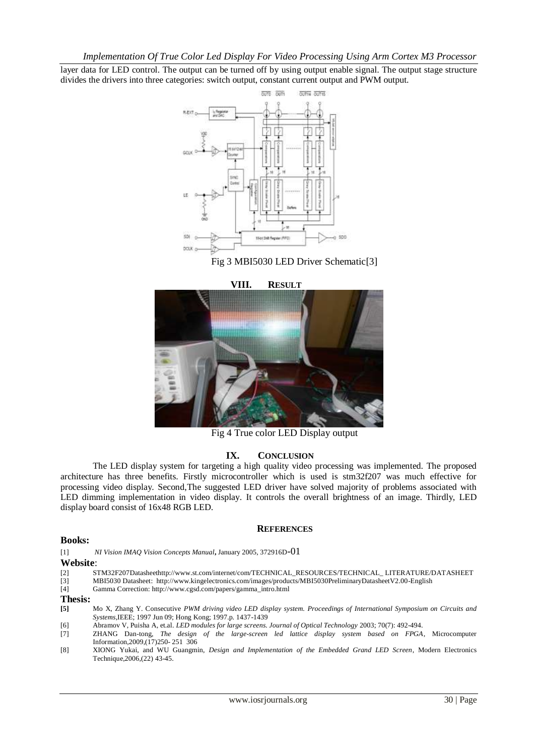layer data for LED control. The output can be turned off by using output enable signal. The output stage structure divides the drivers into three categories: switch output, constant current output and PWM output.

Fig 3 MBI5030 LED Driver Schematic[3]

## VIII. RESULT

Fig 4 True color LED Display output

## IX. CONCLUSION

The LED display system for targeting a high quality video processing was implemented. The proposed architecture has three benefits. Firstly microcontroller which is used is stm32f207 was much effective for processing video display. Second,The suggested LED driver have solved majority of problems associated with LED dimming implementation in video display. It controls the overall brightness of an image. Thirdly, LED display board consist of 16x48 RGB LED.

## REFERENCES

**Books:**

[1] *NI Vision IMAQ Vision Concepts Manual*, January 2005, 372916D-01

**Website**:

[2] STM32F207Datasheethttp://www.st.com/internet/com/TECHNICAL_RESOURCES/TECHNICAL_ LITERATURE/DATASHEET

[3] MBI5030 Datasheet: http://www.kingelectronics.com/images/products/MBI5030PreliminaryDatasheetV2.00-English

[4] Gamma Correction: http://www.cgsd.com/papers/gamma_intro.html

**Thesis:**

**[5]** Mo X, Zhang Y. Consecutive *PWM driving video LED display system. Proceedings of International Symposium on Circuits and Systems*,IEEE; 1997 Jun 09; Hong Kong; 1997.p. 1437-1439

[6] Abramov V, Puisha A, et.al. *LED modules for large screens. Journal of Optical Technology* 2003; 70(7): 492-494.

[7] ZHANG Dan-tong, *The design of the large-screen led lattice display system based on FPGA*, Microcomputer Information,2009,(17)250- 251 306

[8] XIONG Yukai, and WU Guangmin, *Design and Implementation of the Embedded Grand LED Screen*, Modern Electronics Technique,2006,(22) 43-45.